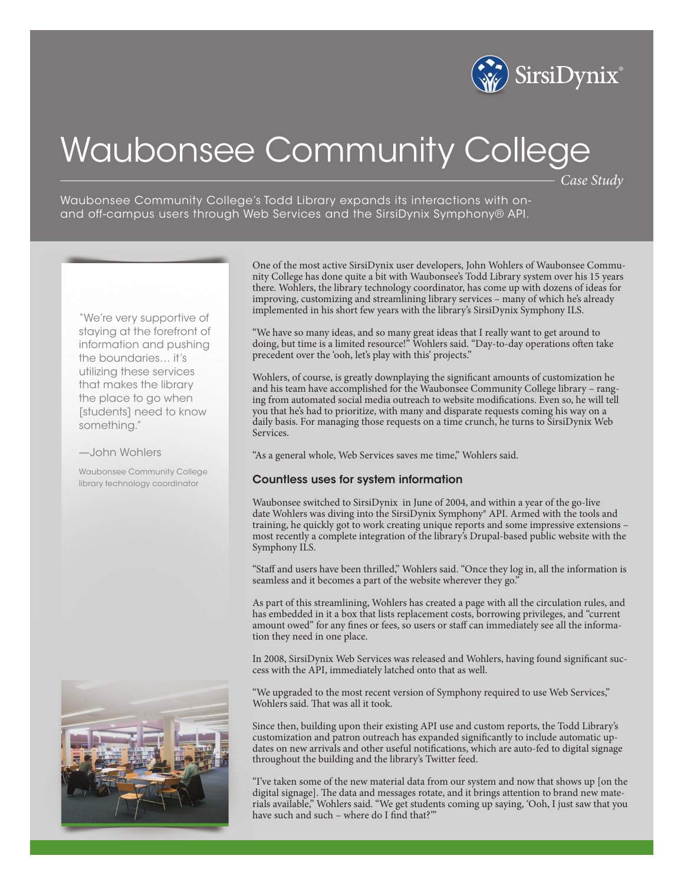# Waubonsee Community College

*Case Study*

Waubonsee Community College's Todd Library expands its interactions with on- and off-campus users through Web Services and the SirsiDynix Symphony® API.

> "We're very supportive of staying at the forefront of information and pushing the boundaries… it's utilizing these services that makes the library the place to go when [students] need to know something."
>
> —John Wohlers
>
> Waubonsee Community College library technology coordinator

One of the most active SirsiDynix user developers, John Wohlers of Waubonsee Community College has done quite a bit with Waubonsee's Todd Library system over his 15 years there. Wohlers, the library technology coordinator, has come up with dozens of ideas for improving, customizing and streamlining library services – many of which he's already implemented in his short few years with the library's SirsiDynix Symphony ILS.

"We have so many ideas, and so many great ideas that I really want to get around to doing, but time is a limited resource!" Wohlers said. "Day-to-day operations often take precedent over the 'ooh, let's play with this' projects."

Wohlers, of course, is greatly downplaying the significant amounts of customization he and his team have accomplished for the Waubonsee Community College library – ranging from automated social media outreach to website modifications. Even so, he will tell you that he's had to prioritize, with many and disparate requests coming his way on a daily basis. For managing those requests on a time crunch, he turns to SirsiDynix Web Services.

"As a general whole, Web Services saves me time," Wohlers said.

### Countless uses for system information

Waubonsee switched to SirsiDynix in June of 2004, and within a year of the go-live date Wohlers was diving into the SirsiDynix Symphony® API. Armed with the tools and training, he quickly got to work creating unique reports and some impressive extensions – most recently a complete integration of the library's Drupal-based public website with the Symphony ILS.

"Staff and users have been thrilled," Wohlers said. "Once they log in, all the information is seamless and it becomes a part of the website wherever they go."

As part of this streamlining, Wohlers has created a page with all the circulation rules, and has embedded in it a box that lists replacement costs, borrowing privileges, and "current amount owed" for any fines or fees, so users or staff can immediately see all the information they need in one place.

In 2008, SirsiDynix Web Services was released and Wohlers, having found significant success with the API, immediately latched onto that as well.

"We upgraded to the most recent version of Symphony required to use Web Services," Wohlers said. That was all it took.

Since then, building upon their existing API use and custom reports, the Todd Library's customization and patron outreach has expanded significantly to include automatic updates on new arrivals and other useful notifications, which are auto-fed to digital signage throughout the building and the library's Twitter feed.

"I've taken some of the new material data from our system and now that shows up [on the digital signage]. The data and messages rotate, and it brings attention to brand new materials available," Wohlers said. "We get students coming up saying, 'Ooh, I just saw that you have such and such – where do I find that?'"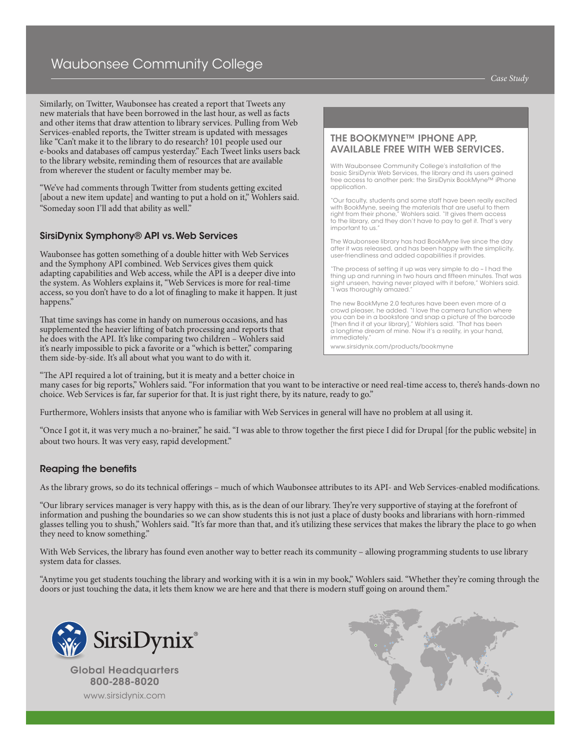Similarly, on Twitter, Waubonsee has created a report that Tweets any new materials that have been borrowed in the last hour, as well as facts and other items that draw attention to library services. Pulling from Web Services-enabled reports, the Twitter stream is updated with messages like "Can't make it to the library to do research? 101 people used our e-books and databases off campus yesterday." Each Tweet links users back to the library website, reminding them of resources that are available from wherever the student or faculty member may be.

"We've had comments through Twitter from students getting excited [about a new item update] and wanting to put a hold on it," Wohlers said. "Someday soon I'll add that ability as well."

### SirsiDynix Symphony® API vs. Web Services

Waubonsee has gotten something of a double hitter with Web Services and the Symphony API combined. Web Services gives them quick adapting capabilities and Web access, while the API is a deeper dive into the system. As Wohlers explains it, "Web Services is more for real-time access, so you don't have to do a lot of finagling to make it happen. It just happens."

That time savings has come in handy on numerous occasions, and has supplemented the heavier lifting of batch processing and reports that he does with the API. It's like comparing two children – Wohlers said it's nearly impossible to pick a favorite or a "which is better," comparing them side-by-side. It's all about what you want to do with it.

"The API required a lot of training, but it is meaty and a better choice in many cases for big reports," Wohlers said. "For information that you want to be interactive or need real-time access to, there's hands-down no choice. Web Services is far, far superior for that. It is just right there, by its nature, ready to go."

Furthermore, Wohlers insists that anyone who is familiar with Web Services in general will have no problem at all using it.

"Once I got it, it was very much a no-brainer," he said. "I was able to throw together the first piece I did for Drupal [for the public website] in about two hours. It was very easy, rapid development."

### THE BOOKMYNE™ IPHONE APP, AVAILABLE FREE WITH WEB SERVICES.

With Waubonsee Community College's installation of the basic SirsiDynix Web Services, the library and its users gained free access to another perk: the SirsiDynix BookMyne™ iPhone application.

"Our faculty, students and some staff have been really excited with BookMyne, seeing the materials that are useful to them right from their phone," Wohlers said. "It gives them access to the library, and they don't have to pay to get it. That's very important to us."

The Waubonsee library has had BookMyne live since the day after it was released, and has been happy with the simplicity, user-friendliness and added capabilities it provides.

"The process of setting it up was very simple to do – I had the thing up and running in two hours and fifteen minutes. That was sight unseen, having never played with it before," Wohlers said. "I was thoroughly amazed."

The new BookMyne 2.0 features have been even more of a crowd pleaser, he added. "I love the camera function where you can be in a bookstore and snap a picture of the barcode [then find it at your library]," Wohlers said. "That has been a longtime dream of mine. Now it's a reality, in your hand, immediately."

www.sirsidynix.com/products/bookmyne

### Reaping the benefits

As the library grows, so do its technical offerings – much of which Waubonsee attributes to its API- and Web Services-enabled modifications.

"Our library services manager is very happy with this, as is the dean of our library. They're very supportive of staying at the forefront of information and pushing the boundaries so we can show students this is not just a place of dusty books and librarians with horn-rimmed glasses telling you to shush," Wohlers said. "It's far more than that, and it's utilizing these services that makes the library the place to go when they need to know something."

With Web Services, the library has found even another way to better reach its community – allowing programming students to use library system data for classes.

"Anytime you get students touching the library and working with it is a win in my book," Wohlers said. "Whether they're coming through the doors or just touching the data, it lets them know we are here and that there is modern stuff going on around them."

SirsiDynix®

Global Headquarters
800-288-8020
www.sirsidynix.com